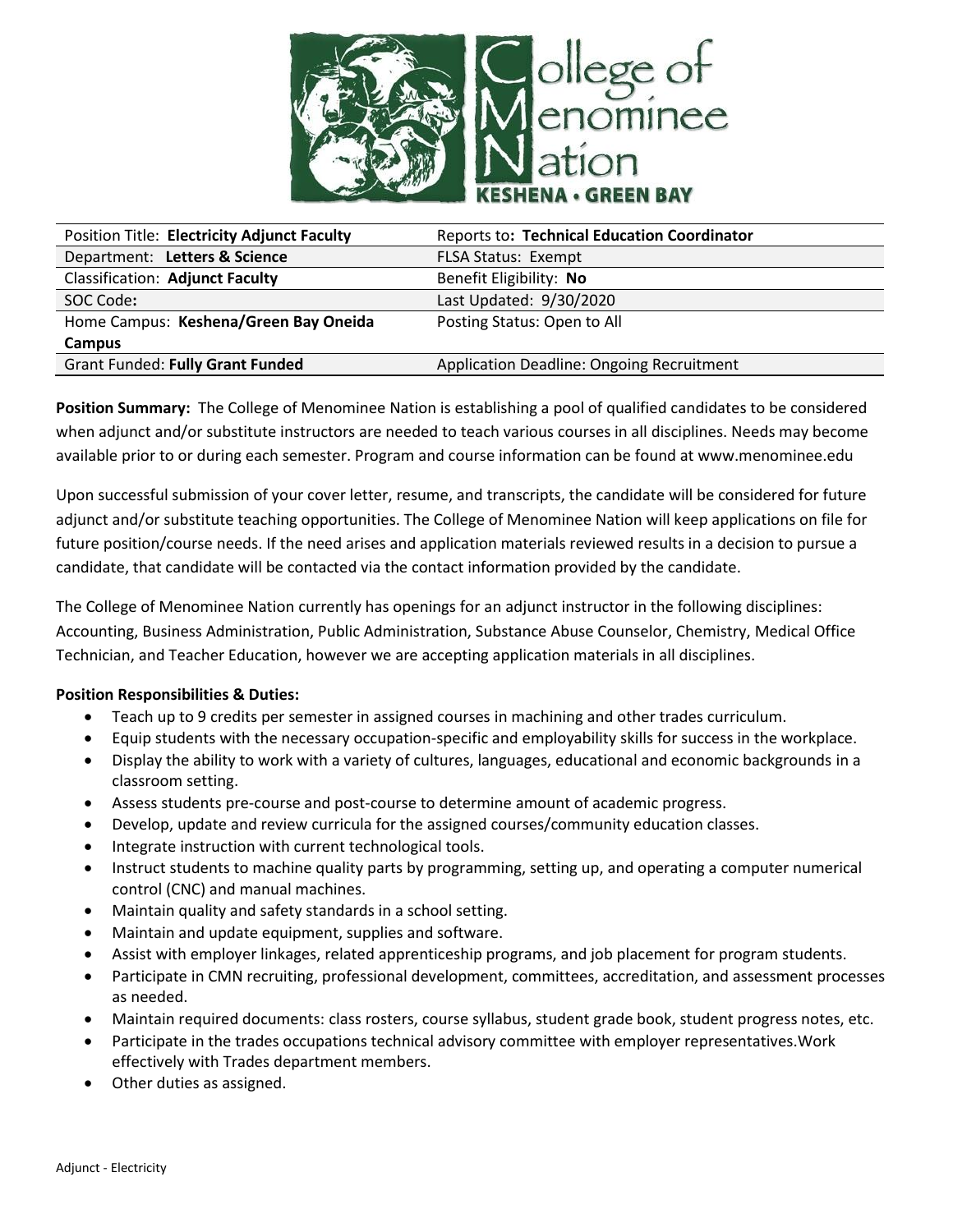College of Menominee Nation

KESHENA • GREEN BAY

| Position Title: **Electricity Adjunct Faculty** | Reports to**: Technical Education Coordinator** |
|---|---|
| Department: **Letters & Science** | FLSA Status: Exempt |
| Classification: **Adjunct Faculty** | Benefit Eligibility: **No** |
| SOC Code**:** | Last Updated: 9/30/2020 |
| Home Campus: **Keshena/Green Bay Oneida Campus** | Posting Status: Open to All |
| Grant Funded: **Fully Grant Funded** | Application Deadline: Ongoing Recruitment |

**Position Summary:** The College of Menominee Nation is establishing a pool of qualified candidates to be considered when adjunct and/or substitute instructors are needed to teach various courses in all disciplines. Needs may become available prior to or during each semester. Program and course information can be found at www.menominee.edu

Upon successful submission of your cover letter, resume, and transcripts, the candidate will be considered for future adjunct and/or substitute teaching opportunities. The College of Menominee Nation will keep applications on file for future position/course needs. If the need arises and application materials reviewed results in a decision to pursue a candidate, that candidate will be contacted via the contact information provided by the candidate.

The College of Menominee Nation currently has openings for an adjunct instructor in the following disciplines: Accounting, Business Administration, Public Administration, Substance Abuse Counselor, Chemistry, Medical Office Technician, and Teacher Education, however we are accepting application materials in all disciplines.

**Position Responsibilities & Duties:**

- Teach up to 9 credits per semester in assigned courses in machining and other trades curriculum.
- Equip students with the necessary occupation-specific and employability skills for success in the workplace.
- Display the ability to work with a variety of cultures, languages, educational and economic backgrounds in a classroom setting.
- Assess students pre-course and post-course to determine amount of academic progress.
- Develop, update and review curricula for the assigned courses/community education classes.
- Integrate instruction with current technological tools.
- Instruct students to machine quality parts by programming, setting up, and operating a computer numerical control (CNC) and manual machines.
- Maintain quality and safety standards in a school setting.
- Maintain and update equipment, supplies and software.
- Assist with employer linkages, related apprenticeship programs, and job placement for program students.
- Participate in CMN recruiting, professional development, committees, accreditation, and assessment processes as needed.
- Maintain required documents: class rosters, course syllabus, student grade book, student progress notes, etc.
- Participate in the trades occupations technical advisory committee with employer representatives.Work effectively with Trades department members.
- Other duties as assigned.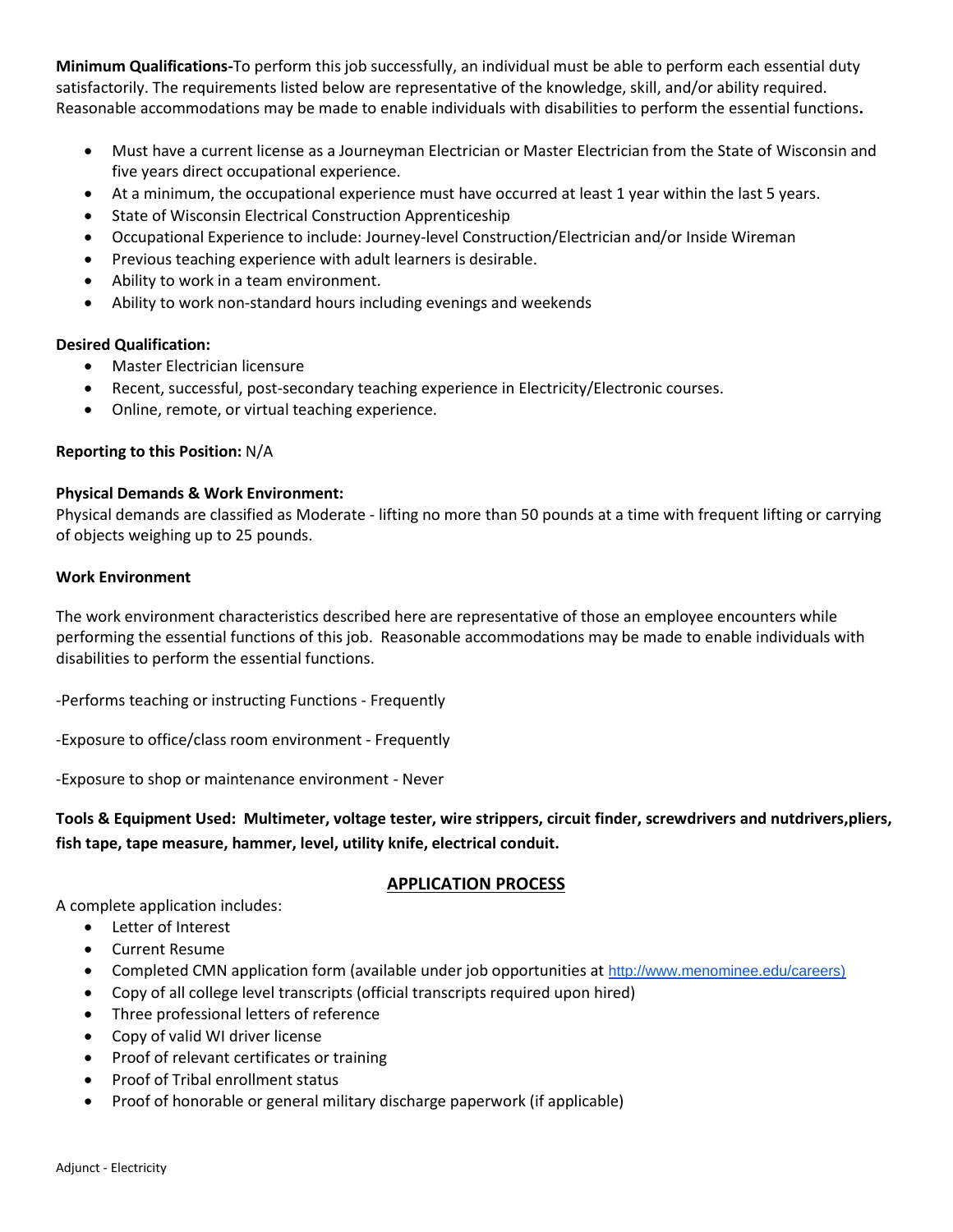**Minimum Qualifications-**To perform this job successfully, an individual must be able to perform each essential duty satisfactorily. The requirements listed below are representative of the knowledge, skill, and/or ability required. Reasonable accommodations may be made to enable individuals with disabilities to perform the essential functions**.**

- Must have a current license as a Journeyman Electrician or Master Electrician from the State of Wisconsin and five years direct occupational experience.
- At a minimum, the occupational experience must have occurred at least 1 year within the last 5 years.
- State of Wisconsin Electrical Construction Apprenticeship
- Occupational Experience to include: Journey-level Construction/Electrician and/or Inside Wireman
- Previous teaching experience with adult learners is desirable.
- Ability to work in a team environment.
- Ability to work non-standard hours including evenings and weekends

**Desired Qualification:**

- Master Electrician licensure
- Recent, successful, post-secondary teaching experience in Electricity/Electronic courses.
- Online, remote, or virtual teaching experience.

**Reporting to this Position:** N/A

**Physical Demands & Work Environment:**
Physical demands are classified as Moderate - lifting no more than 50 pounds at a time with frequent lifting or carrying of objects weighing up to 25 pounds.

**Work Environment**

The work environment characteristics described here are representative of those an employee encounters while performing the essential functions of this job. Reasonable accommodations may be made to enable individuals with disabilities to perform the essential functions.

-Performs teaching or instructing Functions - Frequently

-Exposure to office/class room environment - Frequently

-Exposure to shop or maintenance environment - Never

**Tools & Equipment Used: Multimeter, voltage tester, wire strippers, circuit finder, screwdrivers and nutdrivers,pliers, fish tape, tape measure, hammer, level, utility knife, electrical conduit.**

## APPLICATION PROCESS

A complete application includes:

- Letter of Interest
- Current Resume
- Completed CMN application form (available under job opportunities at http://www.menominee.edu/careers)
- Copy of all college level transcripts (official transcripts required upon hired)
- Three professional letters of reference
- Copy of valid WI driver license
- Proof of relevant certificates or training
- Proof of Tribal enrollment status
- Proof of honorable or general military discharge paperwork (if applicable)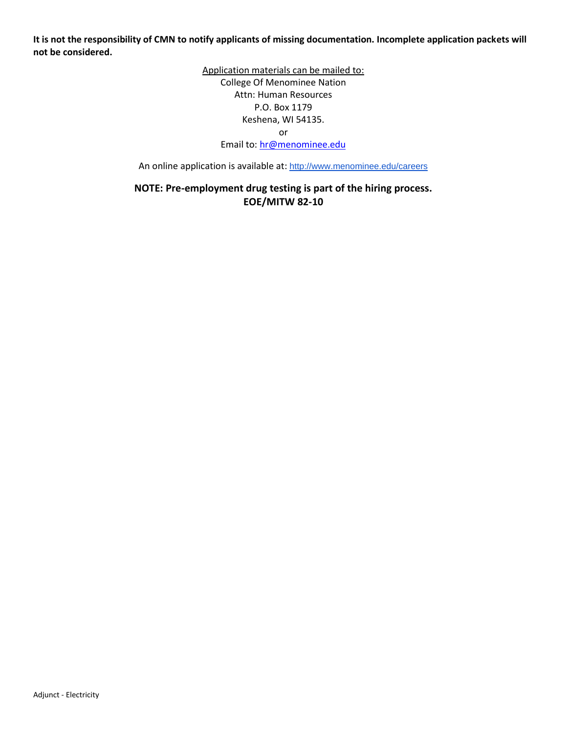**It is not the responsibility of CMN to notify applicants of missing documentation. Incomplete application packets will not be considered.**

Application materials can be mailed to:
College Of Menominee Nation
Attn: Human Resources
P.O. Box 1179
Keshena, WI 54135.
or
Email to: hr@menominee.edu

An online application is available at: http://www.menominee.edu/careers

**NOTE: Pre-employment drug testing is part of the hiring process.**
**EOE/MITW 82-10**